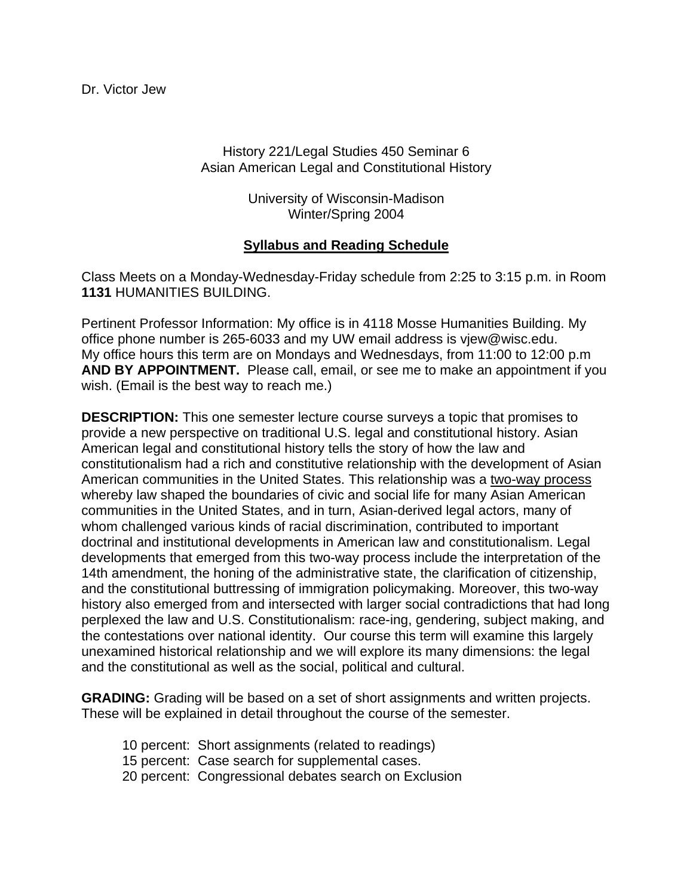Dr. Victor Jew

History 221/Legal Studies 450 Seminar 6
Asian American Legal and Constitutional History

University of Wisconsin-Madison
Winter/Spring 2004

## <u>Syllabus and Reading Schedule</u>

Class Meets on a Monday-Wednesday-Friday schedule from 2:25 to 3:15 p.m. in Room **1131** HUMANITIES BUILDING.

Pertinent Professor Information: My office is in 4118 Mosse Humanities Building. My office phone number is 265-6033 and my UW email address is vjew@wisc.edu.
My office hours this term are on Mondays and Wednesdays, from 11:00 to 12:00 p.m **AND BY APPOINTMENT.** Please call, email, or see me to make an appointment if you wish. (Email is the best way to reach me.)

**DESCRIPTION:** This one semester lecture course surveys a topic that promises to provide a new perspective on traditional U.S. legal and constitutional history. Asian American legal and constitutional history tells the story of how the law and constitutionalism had a rich and constitutive relationship with the development of Asian American communities in the United States. This relationship was a <u>two-way process</u> whereby law shaped the boundaries of civic and social life for many Asian American communities in the United States, and in turn, Asian-derived legal actors, many of whom challenged various kinds of racial discrimination, contributed to important doctrinal and institutional developments in American law and constitutionalism. Legal developments that emerged from this two-way process include the interpretation of the 14th amendment, the honing of the administrative state, the clarification of citizenship, and the constitutional buttressing of immigration policymaking. Moreover, this two-way history also emerged from and intersected with larger social contradictions that had long perplexed the law and U.S. Constitutionalism: race-ing, gendering, subject making, and the contestations over national identity. Our course this term will examine this largely unexamined historical relationship and we will explore its many dimensions: the legal and the constitutional as well as the social, political and cultural.

**GRADING:** Grading will be based on a set of short assignments and written projects. These will be explained in detail throughout the course of the semester.

- 10 percent: Short assignments (related to readings)
- 15 percent: Case search for supplemental cases.
- 20 percent: Congressional debates search on Exclusion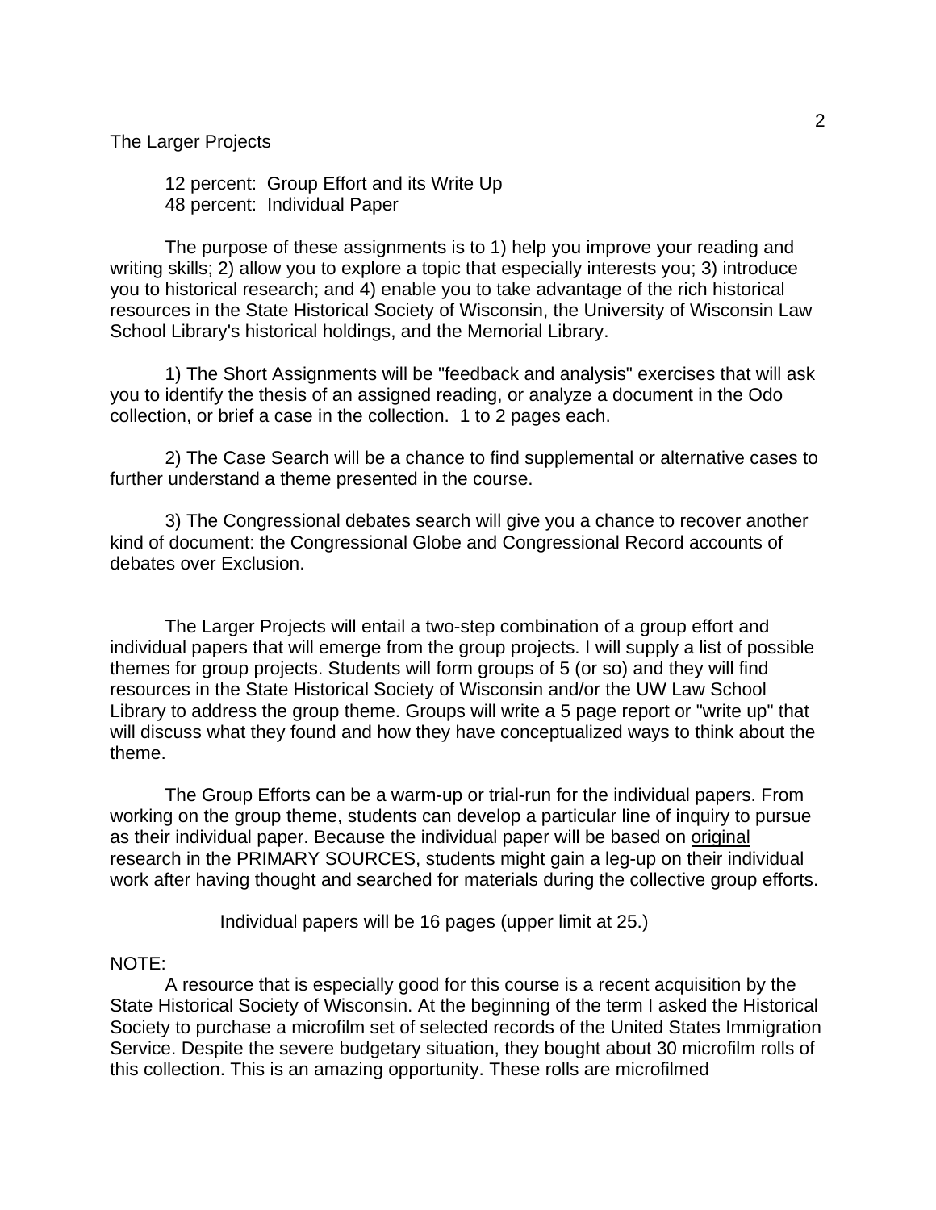The Larger Projects

12 percent: Group Effort and its Write Up
48 percent: Individual Paper

The purpose of these assignments is to 1) help you improve your reading and writing skills; 2) allow you to explore a topic that especially interests you; 3) introduce you to historical research; and 4) enable you to take advantage of the rich historical resources in the State Historical Society of Wisconsin, the University of Wisconsin Law School Library's historical holdings, and the Memorial Library.

1) The Short Assignments will be "feedback and analysis" exercises that will ask you to identify the thesis of an assigned reading, or analyze a document in the Odo collection, or brief a case in the collection. 1 to 2 pages each.

2) The Case Search will be a chance to find supplemental or alternative cases to further understand a theme presented in the course.

3) The Congressional debates search will give you a chance to recover another kind of document: the Congressional Globe and Congressional Record accounts of debates over Exclusion.

The Larger Projects will entail a two-step combination of a group effort and individual papers that will emerge from the group projects. I will supply a list of possible themes for group projects. Students will form groups of 5 (or so) and they will find resources in the State Historical Society of Wisconsin and/or the UW Law School Library to address the group theme. Groups will write a 5 page report or "write up" that will discuss what they found and how they have conceptualized ways to think about the theme.

The Group Efforts can be a warm-up or trial-run for the individual papers. From working on the group theme, students can develop a particular line of inquiry to pursue as their individual paper. Because the individual paper will be based on <u>original</u> research in the PRIMARY SOURCES, students might gain a leg-up on their individual work after having thought and searched for materials during the collective group efforts.

Individual papers will be 16 pages (upper limit at 25.)

NOTE:

A resource that is especially good for this course is a recent acquisition by the State Historical Society of Wisconsin. At the beginning of the term I asked the Historical Society to purchase a microfilm set of selected records of the United States Immigration Service. Despite the severe budgetary situation, they bought about 30 microfilm rolls of this collection. This is an amazing opportunity. These rolls are microfilmed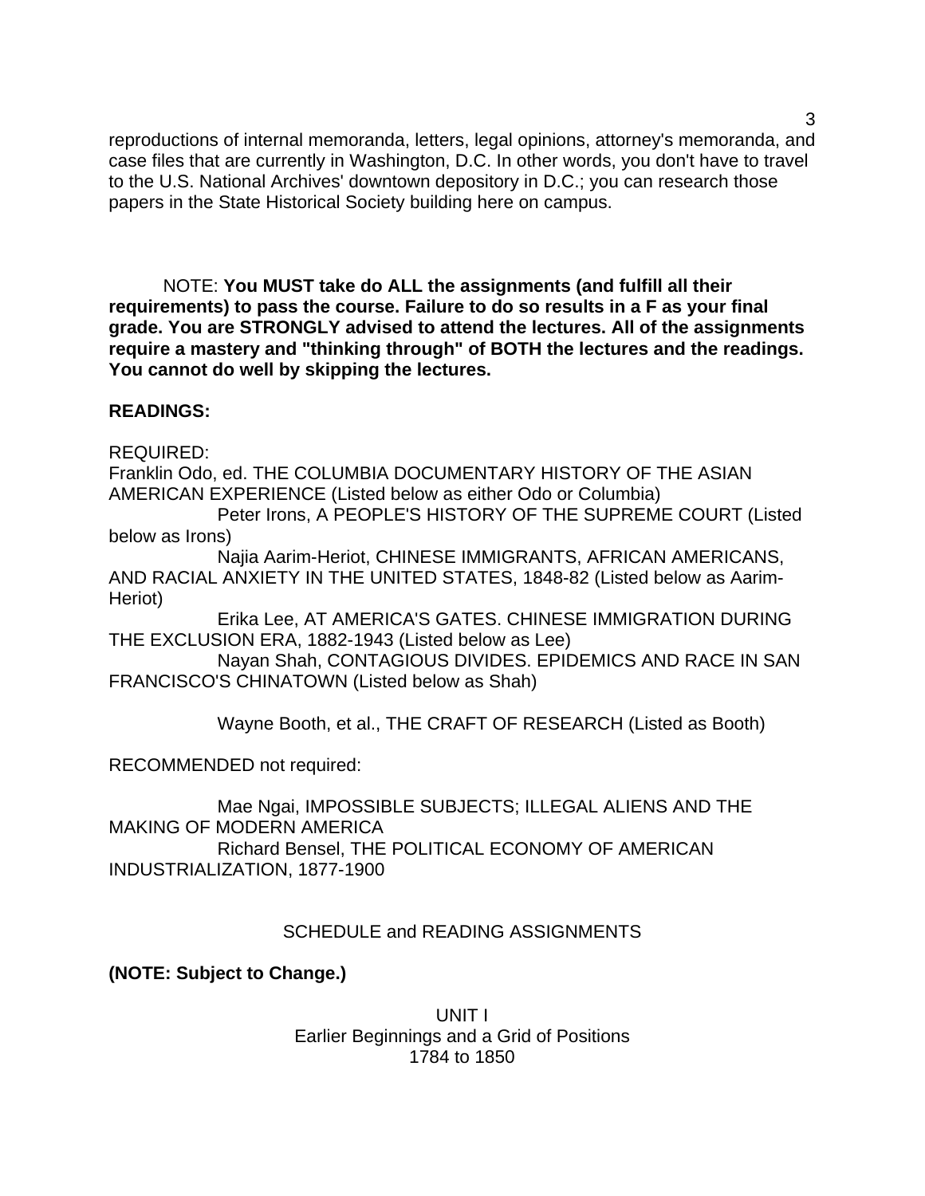reproductions of internal memoranda, letters, legal opinions, attorney's memoranda, and case files that are currently in Washington, D.C. In other words, you don't have to travel to the U.S. National Archives' downtown depository in D.C.; you can research those papers in the State Historical Society building here on campus.

NOTE: **You MUST take do ALL the assignments (and fulfill all their requirements) to pass the course. Failure to do so results in a F as your final grade. You are STRONGLY advised to attend the lectures. All of the assignments require a mastery and "thinking through" of BOTH the lectures and the readings. You cannot do well by skipping the lectures.**

**READINGS:**

REQUIRED:

Franklin Odo, ed. THE COLUMBIA DOCUMENTARY HISTORY OF THE ASIAN AMERICAN EXPERIENCE (Listed below as either Odo or Columbia)

Peter Irons, A PEOPLE'S HISTORY OF THE SUPREME COURT (Listed below as Irons)

Najia Aarim-Heriot, CHINESE IMMIGRANTS, AFRICAN AMERICANS, AND RACIAL ANXIETY IN THE UNITED STATES, 1848-82 (Listed below as Aarim-Heriot)

Erika Lee, AT AMERICA'S GATES. CHINESE IMMIGRATION DURING THE EXCLUSION ERA, 1882-1943 (Listed below as Lee)

Nayan Shah, CONTAGIOUS DIVIDES. EPIDEMICS AND RACE IN SAN FRANCISCO'S CHINATOWN (Listed below as Shah)

Wayne Booth, et al., THE CRAFT OF RESEARCH (Listed as Booth)

RECOMMENDED not required:

Mae Ngai, IMPOSSIBLE SUBJECTS; ILLEGAL ALIENS AND THE MAKING OF MODERN AMERICA

Richard Bensel, THE POLITICAL ECONOMY OF AMERICAN INDUSTRIALIZATION, 1877-1900

## SCHEDULE and READING ASSIGNMENTS

**(NOTE: Subject to Change.)**

### UNIT I
### Earlier Beginnings and a Grid of Positions
### 1784 to 1850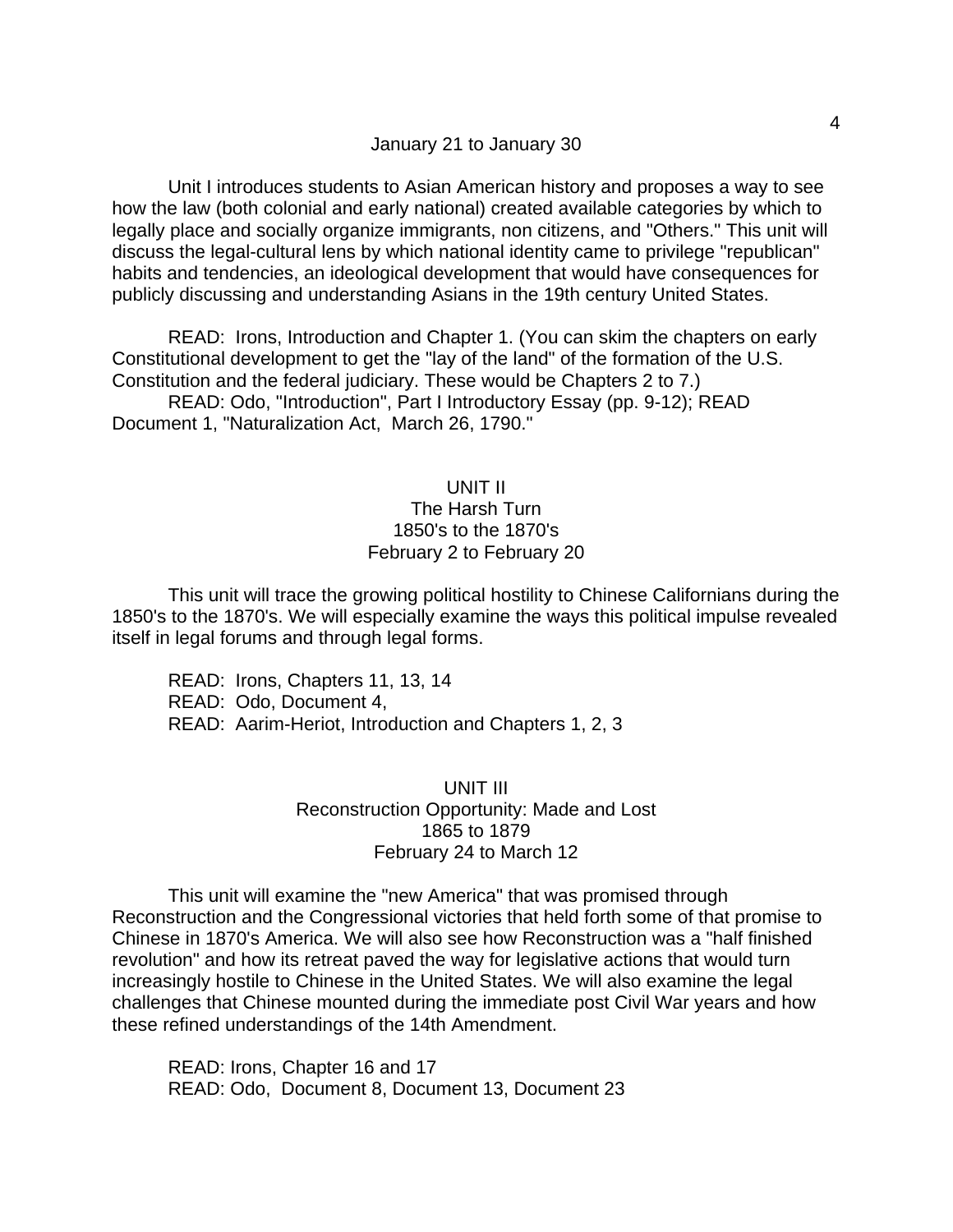January 21 to January 30

Unit I introduces students to Asian American history and proposes a way to see how the law (both colonial and early national) created available categories by which to legally place and socially organize immigrants, non citizens, and "Others." This unit will discuss the legal-cultural lens by which national identity came to privilege "republican" habits and tendencies, an ideological development that would have consequences for publicly discussing and understanding Asians in the 19th century United States.

READ: Irons, Introduction and Chapter 1. (You can skim the chapters on early Constitutional development to get the "lay of the land" of the formation of the U.S. Constitution and the federal judiciary. These would be Chapters 2 to 7.)

READ: Odo, "Introduction", Part I Introductory Essay (pp. 9-12); READ Document 1, "Naturalization Act, March 26, 1790."

## UNIT II
### The Harsh Turn
### 1850's to the 1870's
### February 2 to February 20

This unit will trace the growing political hostility to Chinese Californians during the 1850's to the 1870's. We will especially examine the ways this political impulse revealed itself in legal forums and through legal forms.

READ: Irons, Chapters 11, 13, 14
READ: Odo, Document 4,
READ: Aarim-Heriot, Introduction and Chapters 1, 2, 3

## UNIT III
### Reconstruction Opportunity: Made and Lost
### 1865 to 1879
### February 24 to March 12

This unit will examine the "new America" that was promised through Reconstruction and the Congressional victories that held forth some of that promise to Chinese in 1870's America. We will also see how Reconstruction was a "half finished revolution" and how its retreat paved the way for legislative actions that would turn increasingly hostile to Chinese in the United States. We will also examine the legal challenges that Chinese mounted during the immediate post Civil War years and how these refined understandings of the 14th Amendment.

READ: Irons, Chapter 16 and 17
READ: Odo, Document 8, Document 13, Document 23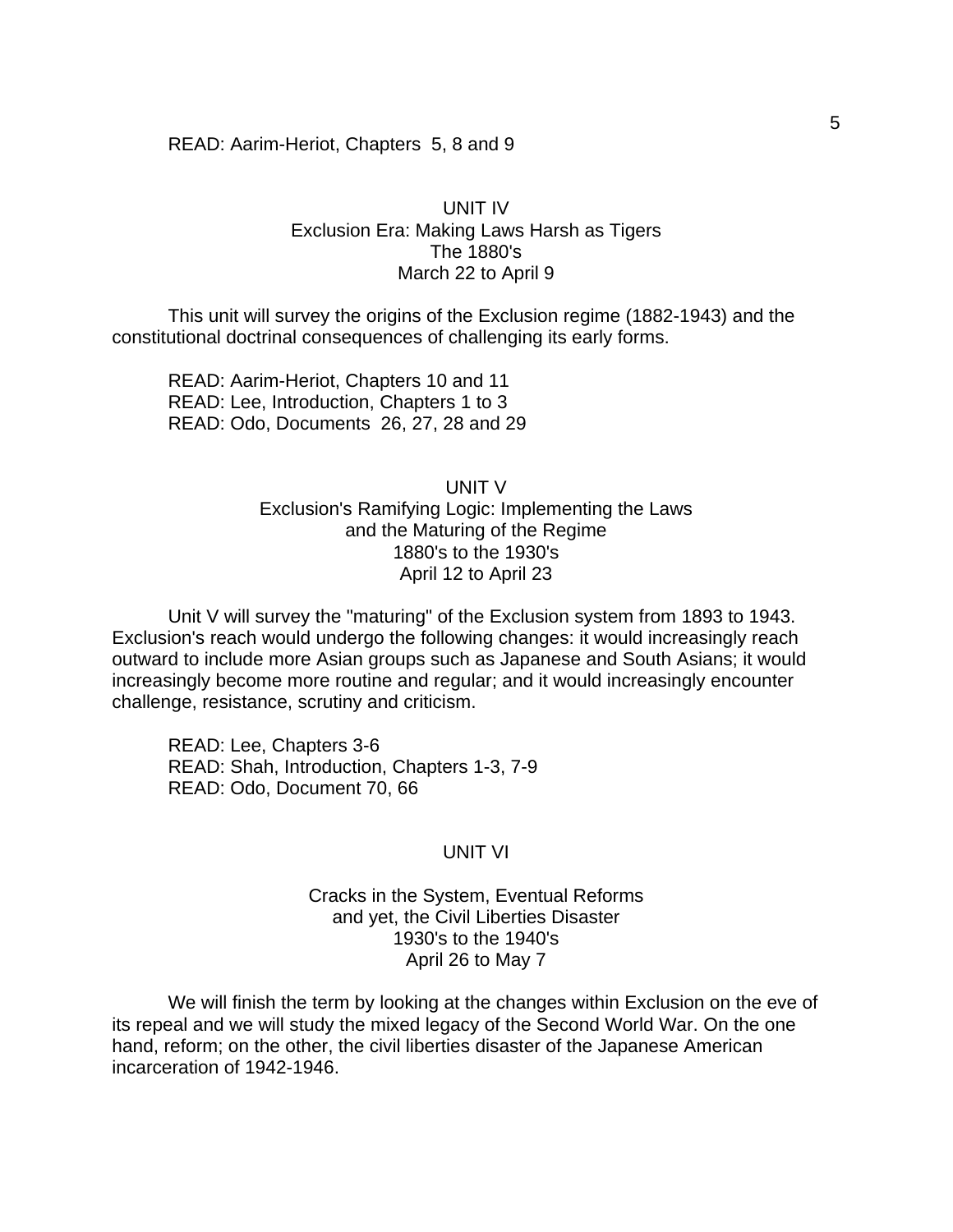READ: Aarim-Heriot, Chapters 5, 8 and 9

## UNIT IV
### Exclusion Era: Making Laws Harsh as Tigers
### The 1880's
### March 22 to April 9

This unit will survey the origins of the Exclusion regime (1882-1943) and the constitutional doctrinal consequences of challenging its early forms.

READ: Aarim-Heriot, Chapters 10 and 11
READ: Lee, Introduction, Chapters 1 to 3
READ: Odo, Documents 26, 27, 28 and 29

## UNIT V
### Exclusion's Ramifying Logic: Implementing the Laws and the Maturing of the Regime
### 1880's to the 1930's
### April 12 to April 23

Unit V will survey the "maturing" of the Exclusion system from 1893 to 1943. Exclusion's reach would undergo the following changes: it would increasingly reach outward to include more Asian groups such as Japanese and South Asians; it would increasingly become more routine and regular; and it would increasingly encounter challenge, resistance, scrutiny and criticism.

READ: Lee, Chapters 3-6
READ: Shah, Introduction, Chapters 1-3, 7-9
READ: Odo, Document 70, 66

## UNIT VI

### Cracks in the System, Eventual Reforms and yet, the Civil Liberties Disaster
### 1930's to the 1940's
### April 26 to May 7

We will finish the term by looking at the changes within Exclusion on the eve of its repeal and we will study the mixed legacy of the Second World War. On the one hand, reform; on the other, the civil liberties disaster of the Japanese American incarceration of 1942-1946.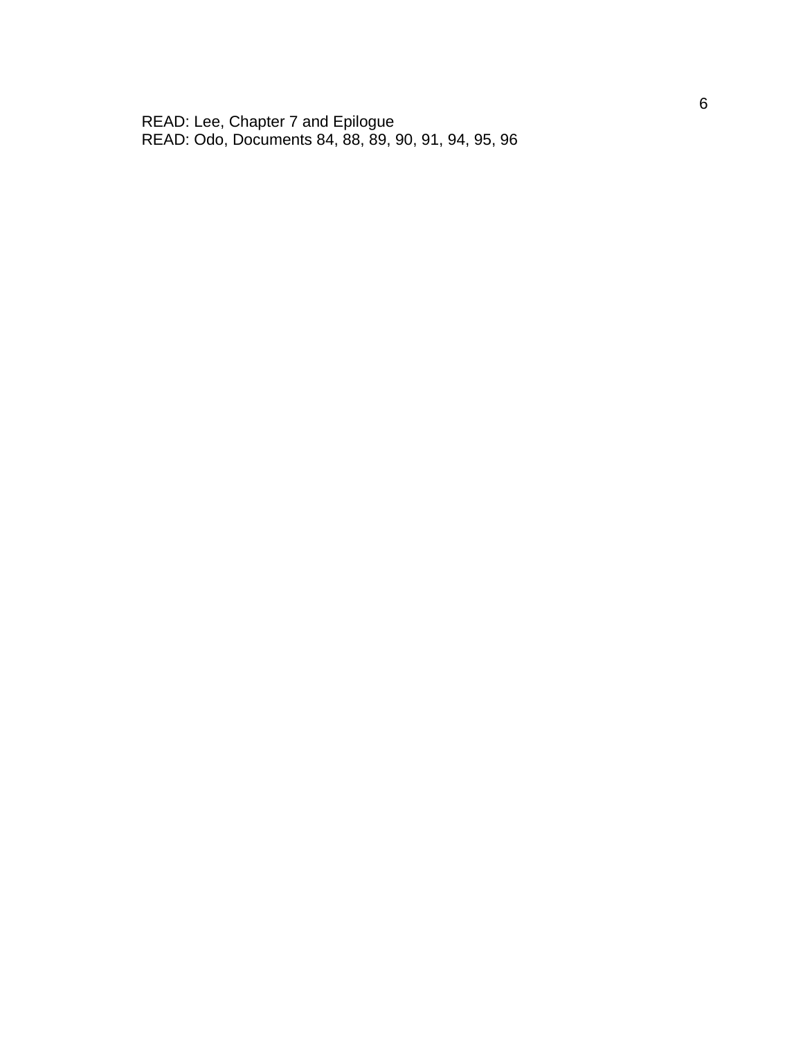READ: Lee, Chapter 7 and Epilogue
READ: Odo, Documents 84, 88, 89, 90, 91, 94, 95, 96